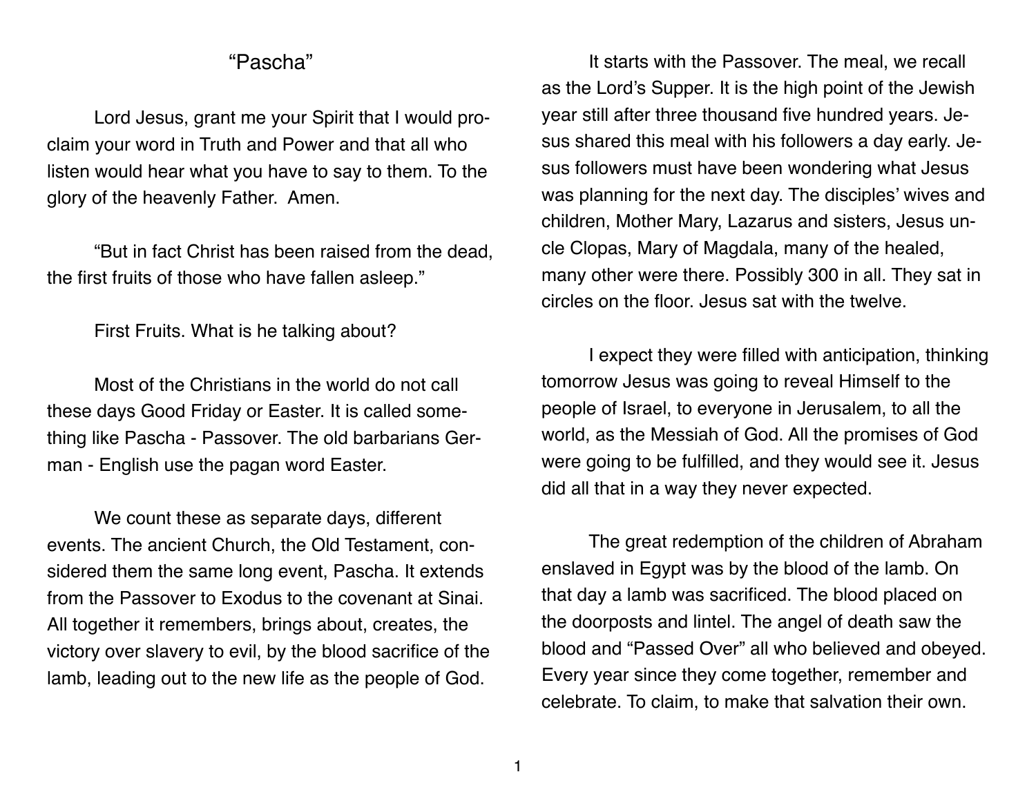# "Pascha"

Lord Jesus, grant me your Spirit that I would proclaim your word in Truth and Power and that all who listen would hear what you have to say to them. To the glory of the heavenly Father. Amen.

"But in fact Christ has been raised from the dead, the first fruits of those who have fallen asleep."

First Fruits. What is he talking about?

Most of the Christians in the world do not call these days Good Friday or Easter. It is called something like Pascha - Passover. The old barbarians German - English use the pagan word Easter.

We count these as separate days, different events. The ancient Church, the Old Testament, considered them the same long event, Pascha. It extends from the Passover to Exodus to the covenant at Sinai. All together it remembers, brings about, creates, the victory over slavery to evil, by the blood sacrifice of the lamb, leading out to the new life as the people of God.

It starts with the Passover. The meal, we recall as the Lord's Supper. It is the high point of the Jewish year still after three thousand five hundred years. Jesus shared this meal with his followers a day early. Jesus followers must have been wondering what Jesus was planning for the next day. The disciples' wives and children, Mother Mary, Lazarus and sisters, Jesus uncle Clopas, Mary of Magdala, many of the healed, many other were there. Possibly 300 in all. They sat in circles on the floor. Jesus sat with the twelve.

I expect they were filled with anticipation, thinking tomorrow Jesus was going to reveal Himself to the people of Israel, to everyone in Jerusalem, to all the world, as the Messiah of God. All the promises of God were going to be fulfilled, and they would see it. Jesus did all that in a way they never expected.

The great redemption of the children of Abraham enslaved in Egypt was by the blood of the lamb. On that day a lamb was sacrificed. The blood placed on the doorposts and lintel. The angel of death saw the blood and "Passed Over" all who believed and obeyed. Every year since they come together, remember and celebrate. To claim, to make that salvation their own.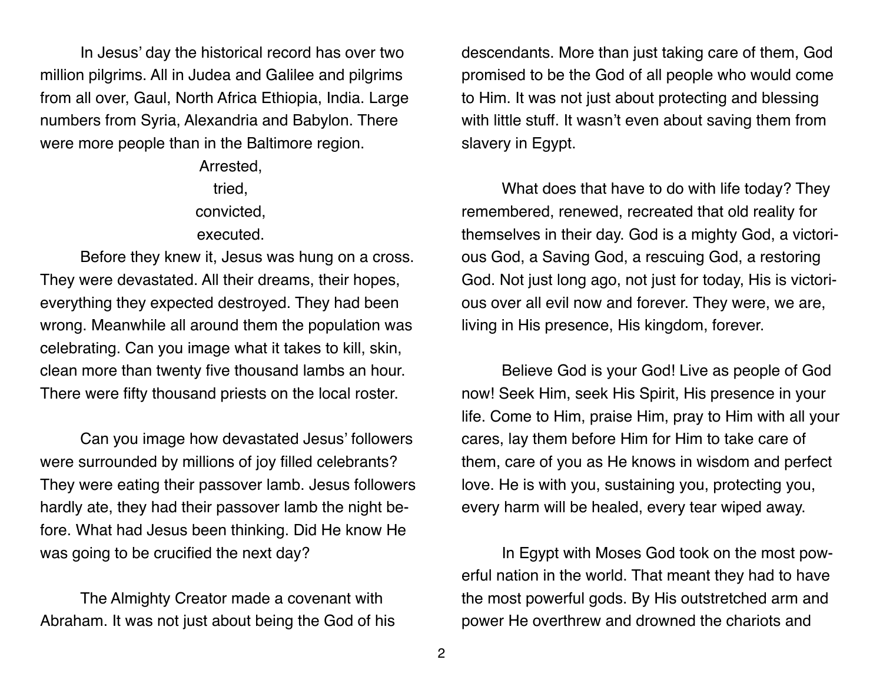In Jesus' day the historical record has over two million pilgrims. All in Judea and Galilee and pilgrims from all over, Gaul, North Africa Ethiopia, India. Large numbers from Syria, Alexandria and Babylon. There were more people than in the Baltimore region.

Arrested,
tried,
convicted,
executed.

Before they knew it, Jesus was hung on a cross. They were devastated. All their dreams, their hopes, everything they expected destroyed. They had been wrong. Meanwhile all around them the population was celebrating. Can you image what it takes to kill, skin, clean more than twenty five thousand lambs an hour. There were fifty thousand priests on the local roster.

Can you image how devastated Jesus' followers were surrounded by millions of joy filled celebrants? They were eating their passover lamb. Jesus followers hardly ate, they had their passover lamb the night before. What had Jesus been thinking. Did He know He was going to be crucified the next day?

The Almighty Creator made a covenant with Abraham. It was not just about being the God of his descendants. More than just taking care of them, God promised to be the God of all people who would come to Him. It was not just about protecting and blessing with little stuff. It wasn't even about saving them from slavery in Egypt.

What does that have to do with life today? They remembered, renewed, recreated that old reality for themselves in their day. God is a mighty God, a victorious God, a Saving God, a rescuing God, a restoring God. Not just long ago, not just for today, His is victorious over all evil now and forever. They were, we are, living in His presence, His kingdom, forever.

Believe God is your God! Live as people of God now! Seek Him, seek His Spirit, His presence in your life. Come to Him, praise Him, pray to Him with all your cares, lay them before Him for Him to take care of them, care of you as He knows in wisdom and perfect love. He is with you, sustaining you, protecting you, every harm will be healed, every tear wiped away.

In Egypt with Moses God took on the most powerful nation in the world. That meant they had to have the most powerful gods. By His outstretched arm and power He overthrew and drowned the chariots and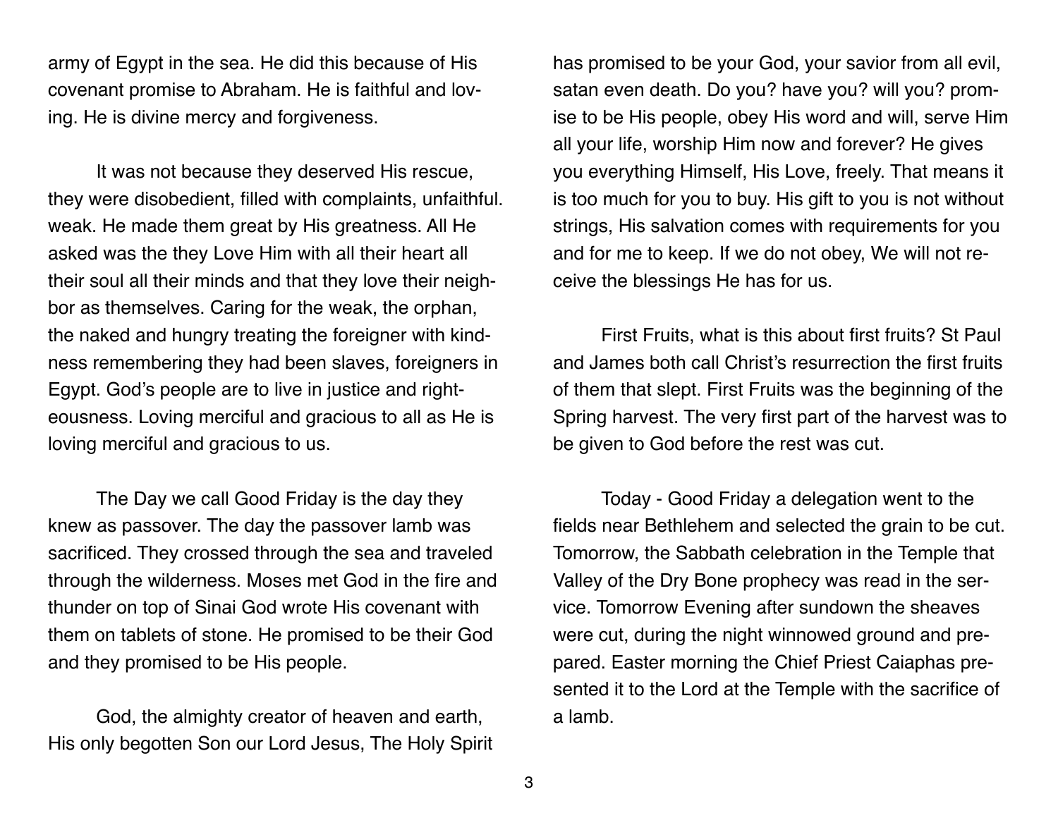army of Egypt in the sea. He did this because of His covenant promise to Abraham. He is faithful and loving. He is divine mercy and forgiveness.

It was not because they deserved His rescue, they were disobedient, filled with complaints, unfaithful. weak. He made them great by His greatness. All He asked was the they Love Him with all their heart all their soul all their minds and that they love their neighbor as themselves. Caring for the weak, the orphan, the naked and hungry treating the foreigner with kindness remembering they had been slaves, foreigners in Egypt. God's people are to live in justice and righteousness. Loving merciful and gracious to all as He is loving merciful and gracious to us.

The Day we call Good Friday is the day they knew as passover. The day the passover lamb was sacrificed. They crossed through the sea and traveled through the wilderness. Moses met God in the fire and thunder on top of Sinai God wrote His covenant with them on tablets of stone. He promised to be their God and they promised to be His people.

God, the almighty creator of heaven and earth, His only begotten Son our Lord Jesus, The Holy Spirit has promised to be your God, your savior from all evil, satan even death. Do you? have you? will you? promise to be His people, obey His word and will, serve Him all your life, worship Him now and forever? He gives you everything Himself, His Love, freely. That means it is too much for you to buy. His gift to you is not without strings, His salvation comes with requirements for you and for me to keep. If we do not obey, We will not receive the blessings He has for us.

First Fruits, what is this about first fruits? St Paul and James both call Christ's resurrection the first fruits of them that slept. First Fruits was the beginning of the Spring harvest. The very first part of the harvest was to be given to God before the rest was cut.

Today - Good Friday a delegation went to the fields near Bethlehem and selected the grain to be cut. Tomorrow, the Sabbath celebration in the Temple that Valley of the Dry Bone prophecy was read in the service. Tomorrow Evening after sundown the sheaves were cut, during the night winnowed ground and prepared. Easter morning the Chief Priest Caiaphas presented it to the Lord at the Temple with the sacrifice of a lamb.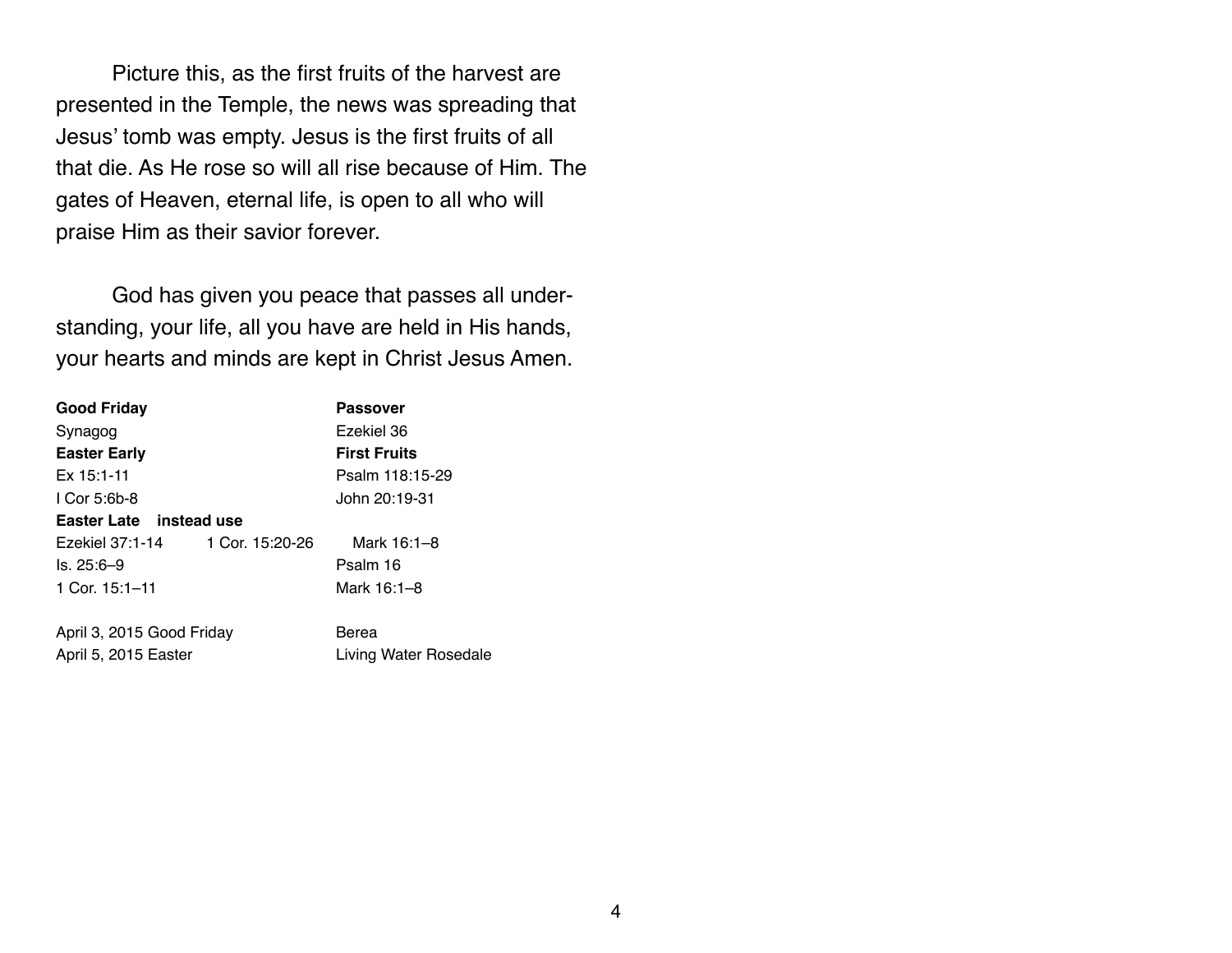Picture this, as the first fruits of the harvest are presented in the Temple, the news was spreading that Jesus' tomb was empty. Jesus is the first fruits of all that die. As He rose so will all rise because of Him. The gates of Heaven, eternal life, is open to all who will praise Him as their savior forever.

God has given you peace that passes all understanding, your life, all you have are held in His hands, your hearts and minds are kept in Christ Jesus Amen.

| | | |
|---|---|---|
| **Good Friday** | | **Passover** |
| Synagog | | Ezekiel 36 |
| **Easter Early** | | **First Fruits** |
| Ex 15:1-11 | | Psalm 118:15-29 |
| I Cor 5:6b-8 | | John 20:19-31 |
| **Easter Late** | **instead use** | |
| Ezekiel 37:1-14 | 1 Cor. 15:20-26 | Mark 16:1–8 |
| Is. 25:6–9 | | Psalm 16 |
| 1 Cor. 15:1–11 | | Mark 16:1–8 |

| | |
|---|---|
| April 3, 2015 Good Friday | Berea |
| April 5, 2015 Easter | Living Water Rosedale |